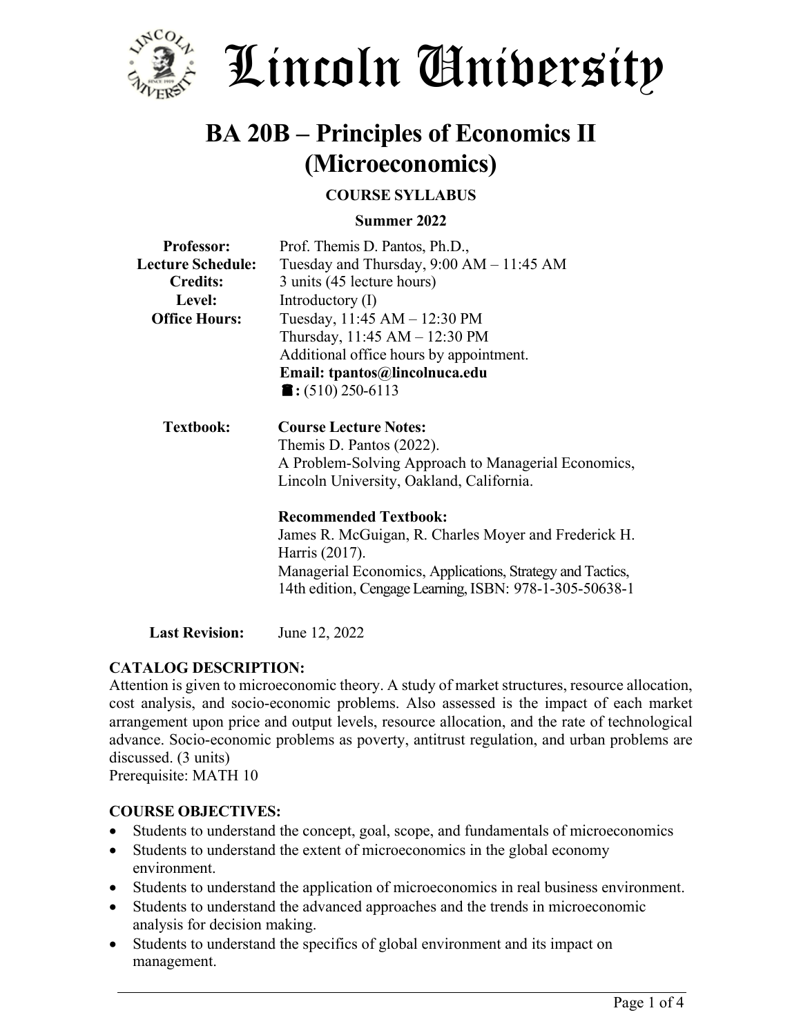# Lincoln University

# BA 20B – Principles of Economics II (Microeconomics)

**COURSE SYLLABUS**

**Summer 2022**

| | |
|---|---|
| **Professor:** | Prof. Themis D. Pantos, Ph.D., |
| **Lecture Schedule:** | Tuesday and Thursday, 9:00 AM – 11:45 AM |
| **Credits:** | 3 units (45 lecture hours) |
| **Level:** | Introductory (I) |
| **Office Hours:** | Tuesday, 11:45 AM – 12:30 PM<br>Thursday, 11:45 AM – 12:30 PM<br>Additional office hours by appointment.<br>**Email: tpantos@lincolnuca.edu**<br>☎**:** (510) 250-6113 |
| **Textbook:** | **Course Lecture Notes:**<br>Themis D. Pantos (2022).<br>A Problem-Solving Approach to Managerial Economics, Lincoln University, Oakland, California.<br><br>**Recommended Textbook:**<br>James R. McGuigan, R. Charles Moyer and Frederick H. Harris (2017).<br>Managerial Economics, Applications, Strategy and Tactics, 14th edition, Cengage Learning, ISBN: 978-1-305-50638-1 |
| **Last Revision:** | June 12, 2022 |

**CATALOG DESCRIPTION:**

Attention is given to microeconomic theory. A study of market structures, resource allocation, cost analysis, and socio-economic problems. Also assessed is the impact of each market arrangement upon price and output levels, resource allocation, and the rate of technological advance. Socio-economic problems as poverty, antitrust regulation, and urban problems are discussed. (3 units)

Prerequisite: MATH 10

**COURSE OBJECTIVES:**

- Students to understand the concept, goal, scope, and fundamentals of microeconomics
- Students to understand the extent of microeconomics in the global economy environment.
- Students to understand the application of microeconomics in real business environment.
- Students to understand the advanced approaches and the trends in microeconomic analysis for decision making.
- Students to understand the specifics of global environment and its impact on management.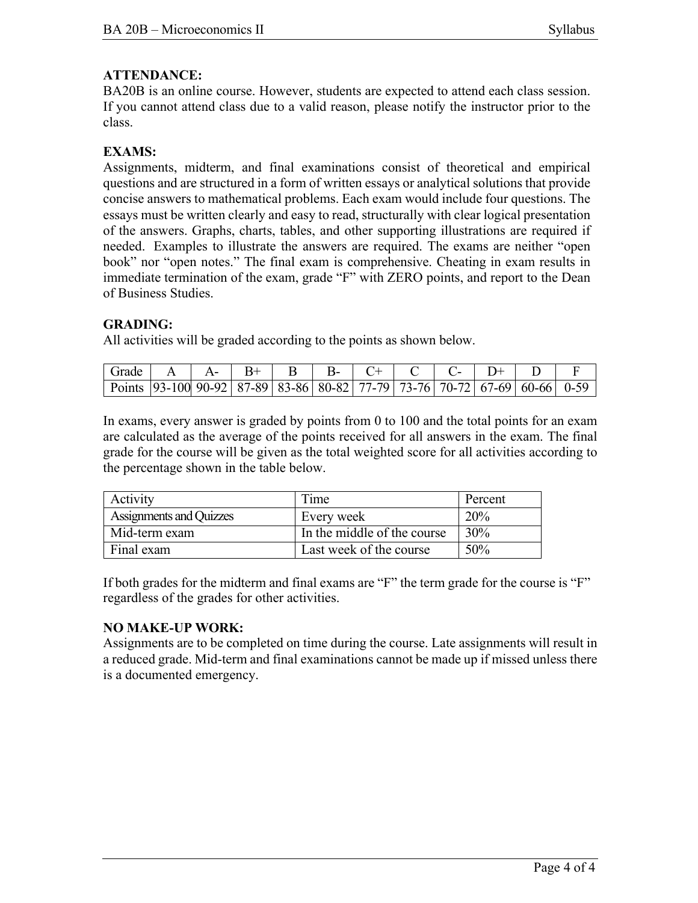**ATTENDANCE:**
BA20B is an online course. However, students are expected to attend each class session. If you cannot attend class due to a valid reason, please notify the instructor prior to the class.

**EXAMS:**
Assignments, midterm, and final examinations consist of theoretical and empirical questions and are structured in a form of written essays or analytical solutions that provide concise answers to mathematical problems. Each exam would include four questions. The essays must be written clearly and easy to read, structurally with clear logical presentation of the answers. Graphs, charts, tables, and other supporting illustrations are required if needed. Examples to illustrate the answers are required. The exams are neither "open book" nor "open notes." The final exam is comprehensive. Cheating in exam results in immediate termination of the exam, grade "F" with ZERO points, and report to the Dean of Business Studies.

**GRADING:**
All activities will be graded according to the points as shown below.

| Grade | A | A- | B+ | B | B- | C+ | C | C- | D+ | D | F |
|---|---|---|---|---|---|---|---|---|---|---|---|
| Points | 93-100 | 90-92 | 87-89 | 83-86 | 80-82 | 77-79 | 73-76 | 70-72 | 67-69 | 60-66 | 0-59 |

In exams, every answer is graded by points from 0 to 100 and the total points for an exam are calculated as the average of the points received for all answers in the exam. The final grade for the course will be given as the total weighted score for all activities according to the percentage shown in the table below.

| Activity | Time | Percent |
|---|---|---|
| Assignments and Quizzes | Every week | 20% |
| Mid-term exam | In the middle of the course | 30% |
| Final exam | Last week of the course | 50% |

If both grades for the midterm and final exams are "F" the term grade for the course is "F" regardless of the grades for other activities.

**NO MAKE-UP WORK:**
Assignments are to be completed on time during the course. Late assignments will result in a reduced grade. Mid-term and final examinations cannot be made up if missed unless there is a documented emergency.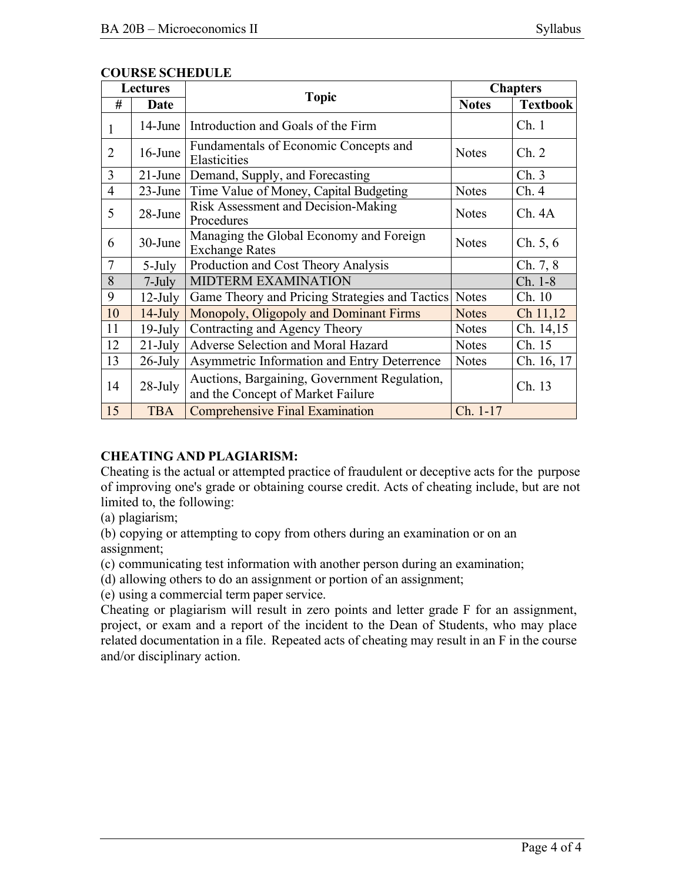**COURSE SCHEDULE**

| Lectures | | Topic | Chapters | |
|---|---|---|---|---|
| # | Date | | Notes | Textbook |
| 1 | 14-June | Introduction and Goals of the Firm | | Ch. 1 |
| 2 | 16-June | Fundamentals of Economic Concepts and Elasticities | Notes | Ch. 2 |
| 3 | 21-June | Demand, Supply, and Forecasting | | Ch. 3 |
| 4 | 23-June | Time Value of Money, Capital Budgeting | Notes | Ch. 4 |
| 5 | 28-June | Risk Assessment and Decision-Making Procedures | Notes | Ch. 4A |
| 6 | 30-June | Managing the Global Economy and Foreign Exchange Rates | Notes | Ch. 5, 6 |
| 7 | 5-July | Production and Cost Theory Analysis | | Ch. 7, 8 |
| 8 | 7-July | MIDTERM EXAMINATION | | Ch. 1-8 |
| 9 | 12-July | Game Theory and Pricing Strategies and Tactics | Notes | Ch. 10 |
| 10 | 14-July | Monopoly, Oligopoly and Dominant Firms | Notes | Ch 11,12 |
| 11 | 19-July | Contracting and Agency Theory | Notes | Ch. 14,15 |
| 12 | 21-July | Adverse Selection and Moral Hazard | Notes | Ch. 15 |
| 13 | 26-July | Asymmetric Information and Entry Deterrence | Notes | Ch. 16, 17 |
| 14 | 28-July | Auctions, Bargaining, Government Regulation, and the Concept of Market Failure | | Ch. 13 |
| 15 | TBA | Comprehensive Final Examination | Ch. 1-17 | |

**CHEATING AND PLAGIARISM:**

Cheating is the actual or attempted practice of fraudulent or deceptive acts for the purpose of improving one's grade or obtaining course credit. Acts of cheating include, but are not limited to, the following:

(a) plagiarism;

(b) copying or attempting to copy from others during an examination or on an assignment;

(c) communicating test information with another person during an examination;

(d) allowing others to do an assignment or portion of an assignment;

(e) using a commercial term paper service.

Cheating or plagiarism will result in zero points and letter grade F for an assignment, project, or exam and a report of the incident to the Dean of Students, who may place related documentation in a file. Repeated acts of cheating may result in an F in the course and/or disciplinary action.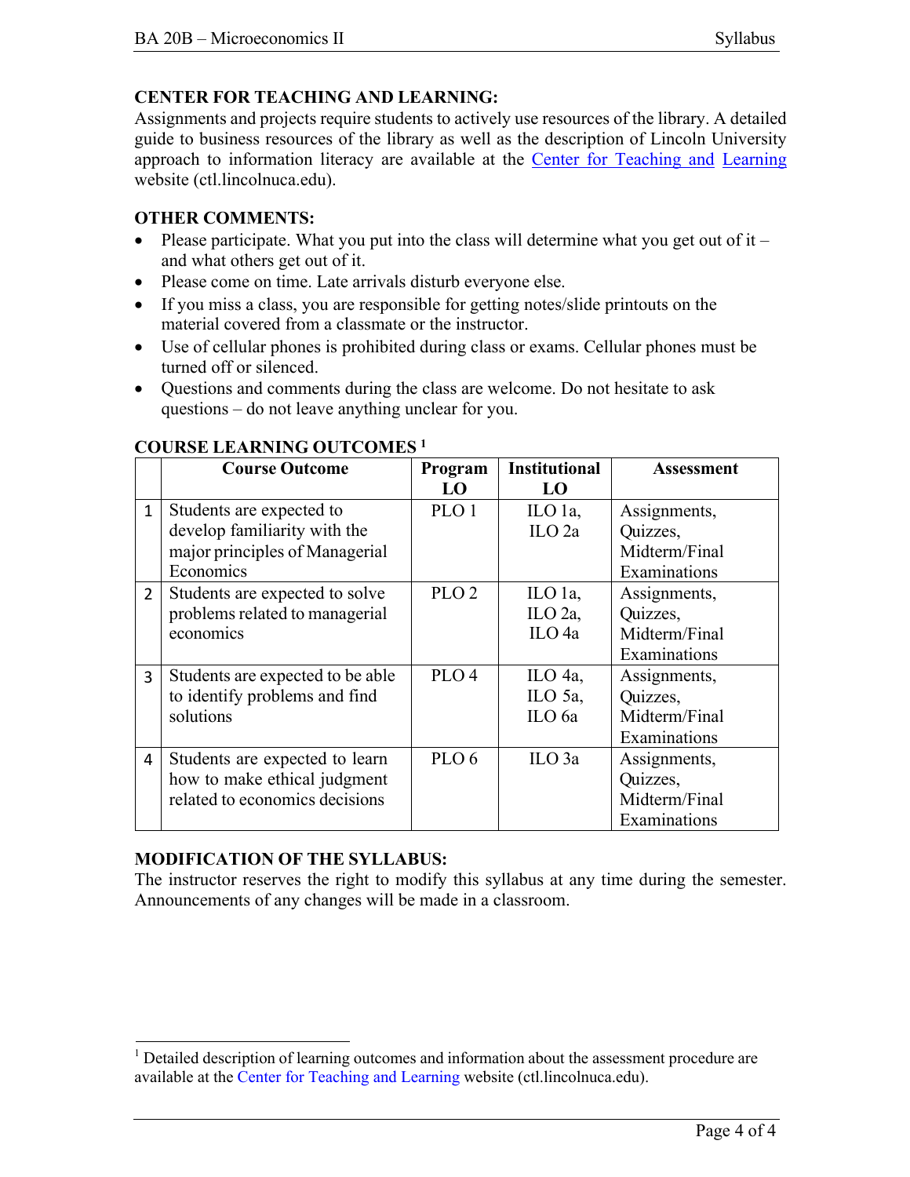**CENTER FOR TEACHING AND LEARNING:**
Assignments and projects require students to actively use resources of the library. A detailed guide to business resources of the library as well as the description of Lincoln University approach to information literacy are available at the Center for Teaching and Learning website (ctl.lincolnuca.edu).

**OTHER COMMENTS:**

- Please participate. What you put into the class will determine what you get out of it – and what others get out of it.
- Please come on time. Late arrivals disturb everyone else.
- If you miss a class, you are responsible for getting notes/slide printouts on the material covered from a classmate or the instructor.
- Use of cellular phones is prohibited during class or exams. Cellular phones must be turned off or silenced.
- Questions and comments during the class are welcome. Do not hesitate to ask questions – do not leave anything unclear for you.

**COURSE LEARNING OUTCOMES [1]**

| | Course Outcome | Program LO | Institutional LO | Assessment |
|---|---|---|---|---|
| 1 | Students are expected to develop familiarity with the major principles of Managerial Economics | PLO 1 | ILO 1a, ILO 2a | Assignments, Quizzes, Midterm/Final Examinations |
| 2 | Students are expected to solve problems related to managerial economics | PLO 2 | ILO 1a, ILO 2a, ILO 4a | Assignments, Quizzes, Midterm/Final Examinations |
| 3 | Students are expected to be able to identify problems and find solutions | PLO 4 | ILO 4a, ILO 5a, ILO 6a | Assignments, Quizzes, Midterm/Final Examinations |
| 4 | Students are expected to learn how to make ethical judgment related to economics decisions | PLO 6 | ILO 3a | Assignments, Quizzes, Midterm/Final Examinations |

**MODIFICATION OF THE SYLLABUS:**
The instructor reserves the right to modify this syllabus at any time during the semester. Announcements of any changes will be made in a classroom.

[1] Detailed description of learning outcomes and information about the assessment procedure are available at the Center for Teaching and Learning website (ctl.lincolnuca.edu).